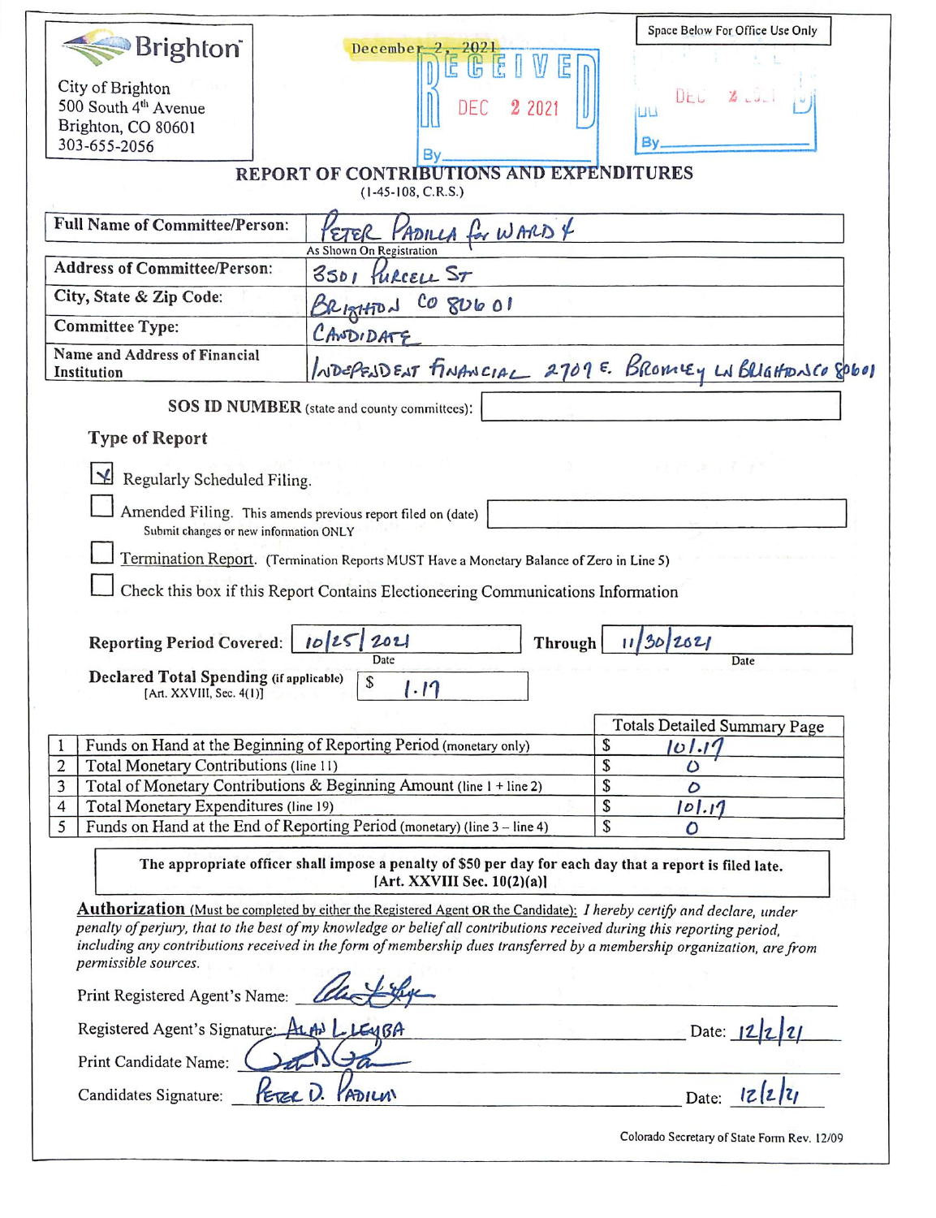Brighton

City of Brighton
500 South 4th Avenue
Brighton, CO 80601
303-655-2056

December 2, 2021

RECEIVED
DEC 2 2021
By

Space Below For Office Use Only

DEC 2 2021
By

# REPORT OF CONTRIBUTIONS AND EXPENDITURES

(1-45-108, C.R.S.)

| | |
|---|---|
| **Full Name of Committee/Person:** | PETER PADILLA for WARD 4 (As Shown On Registration) |
| **Address of Committee/Person:** | 3501 PURCELL ST |
| **City, State & Zip Code:** | BRIGHTON CO 80601 |
| **Committee Type:** | CANDIDATE |
| **Name and Address of Financial Institution** | INDEPENDENT FINANCIAL 2707 E. BROMLEY LN BRIGHTON CO 80601 |

**SOS ID NUMBER** (state and county committees):

## Type of Report

☑ Regularly Scheduled Filing.

☐ Amended Filing. This amends previous report filed on (date)
Submit changes or new information ONLY

☐ Termination Report. (Termination Reports MUST Have a Monetary Balance of Zero in Line 5)

☐ Check this box if this Report Contains Electioneering Communications Information

**Reporting Period Covered:** 10/25/2021 (Date) **Through** 11/30/2021 (Date)

**Declared Total Spending** (if applicable) [Art. XXVIII, Sec. 4(1)] $ 1.17

| | | Totals Detailed Summary Page |
|---|---|---|
| 1 | Funds on Hand at the Beginning of Reporting Period (monetary only) | $ 101.17 |
| 2 | Total Monetary Contributions (line 11) | $ 0 |
| 3 | Total of Monetary Contributions & Beginning Amount (line 1 + line 2) | $ 0 |
| 4 | Total Monetary Expenditures (line 19) | $ 101.17 |
| 5 | Funds on Hand at the End of Reporting Period (monetary) (line 3 – line 4) | $ 0 |

**The appropriate officer shall impose a penalty of $50 per day for each day that a report is filed late. [Art. XXVIII Sec. 10(2)(a)]**

**Authorization** (Must be completed by either the Registered Agent OR the Candidate): *I hereby certify and declare, under penalty of perjury, that to the best of my knowledge or belief all contributions received during this reporting period, including any contributions received in the form of membership dues transferred by a membership organization, are from permissible sources.*

Print Registered Agent's Name: [signature]

Registered Agent's Signature: ALAN L LEYBA Date: 12/2/21

Print Candidate Name: [signature]

Candidates Signature: PETER D. PADILLA Date: 12/2/21

Colorado Secretary of State Form Rev. 12/09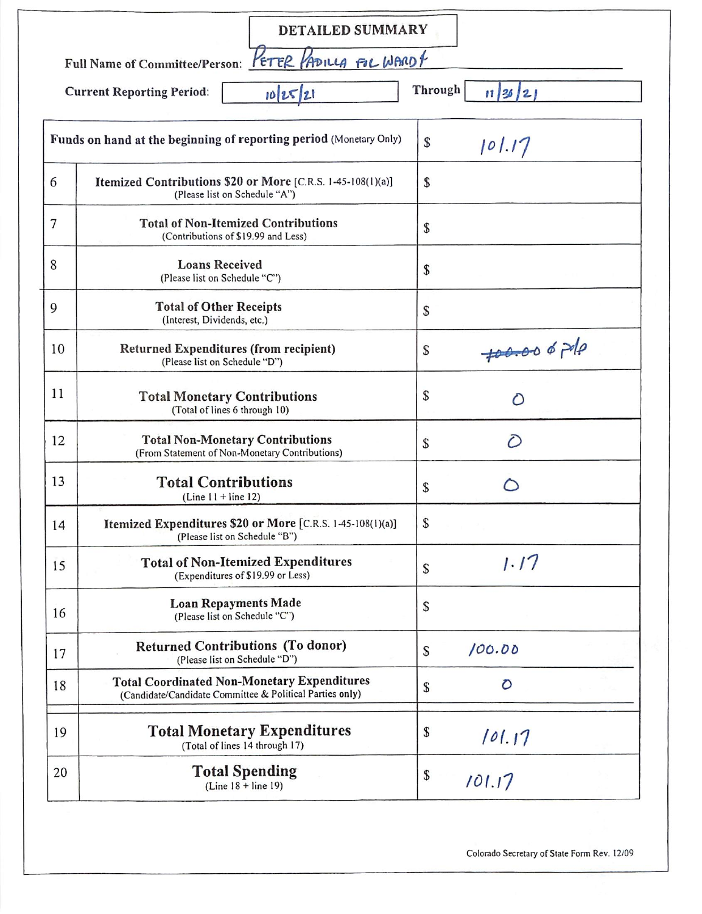# DETAILED SUMMARY

**Full Name of Committee/Person:** PETER PADILLA FOR WARD 4

**Current Reporting Period:** 10/25/21 **Through** 11/30/21

| | | |
|---|---|---|
| **Funds on hand at the beginning of reporting period** (Monetary Only) | | $ 101.17 |
| 6 | **Itemized Contributions $20 or More** [C.R.S. 1-45-108(1)(a)] (Please list on Schedule "A") | $ |
| 7 | **Total of Non-Itemized Contributions** (Contributions of $19.99 and Less) | $ |
| 8 | **Loans Received** (Please list on Schedule "C") | $ |
| 9 | **Total of Other Receipts** (Interest, Dividends, etc.) | $ |
| 10 | **Returned Expenditures (from recipient)** (Please list on Schedule "D") | $ ~~100.00~~ 0 PP |
| 11 | **Total Monetary Contributions** (Total of lines 6 through 10) | $ 0 |
| 12 | **Total Non-Monetary Contributions** (From Statement of Non-Monetary Contributions) | $ 0 |
| 13 | **Total Contributions** (Line 11 + line 12) | $ 0 |
| 14 | **Itemized Expenditures $20 or More** [C.R.S. 1-45-108(1)(a)] (Please list on Schedule "B") | $ |
| 15 | **Total of Non-Itemized Expenditures** (Expenditures of $19.99 or Less) | $ 1.17 |
| 16 | **Loan Repayments Made** (Please list on Schedule "C") | $ |
| 17 | **Returned Contributions (To donor)** (Please list on Schedule "D") | $ 100.00 |
| 18 | **Total Coordinated Non-Monetary Expenditures** (Candidate/Candidate Committee & Political Parties only) | $ 0 |
| 19 | **Total Monetary Expenditures** (Total of lines 14 through 17) | $ 101.17 |
| 20 | **Total Spending** (Line 18 + line 19) | $ 101.17 |

Colorado Secretary of State Form Rev. 12/09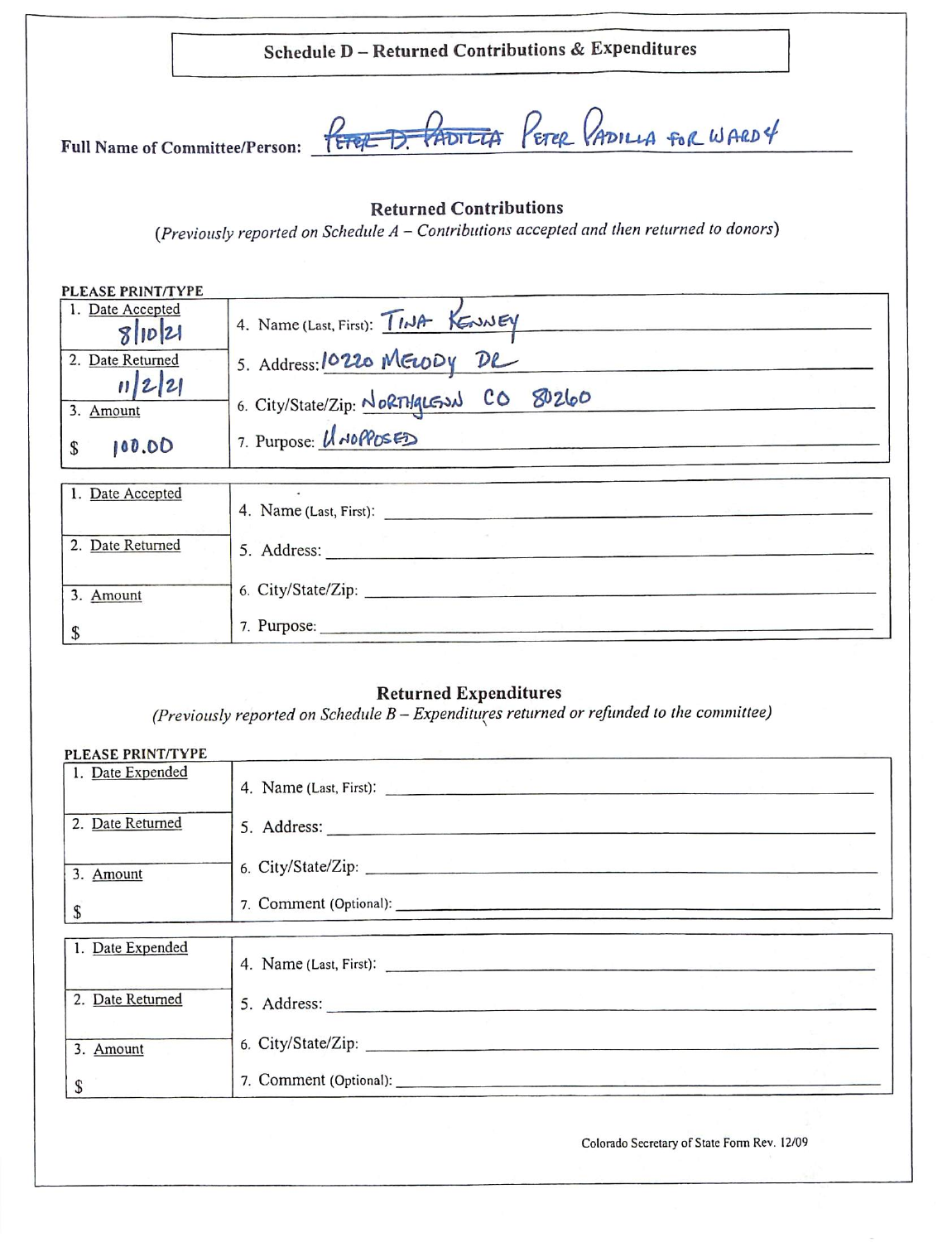# Schedule D – Returned Contributions & Expenditures

**Full Name of Committee/Person:** ~~PETER D. PADILLA~~ PETER PADILLA FOR WARD 4

## Returned Contributions

*(Previously reported on Schedule A – Contributions accepted and then returned to donors)*

**PLEASE PRINT/TYPE**

| | |
|---|---|
| 1. Date Accepted: 8/10/21 | 4. Name (Last, First): TINA KENNEY |
| 2. Date Returned: 11/2/21 | 5. Address: 10220 MELODY DR |
| 3. Amount | 6. City/State/Zip: NORTHGLENN CO 80260 |
| $ 100.00 | 7. Purpose: UNOPPOSED |

| | |
|---|---|
| 1. Date Accepted | 4. Name (Last, First): |
| 2. Date Returned | 5. Address: |
| 3. Amount | 6. City/State/Zip: |
| $ | 7. Purpose: |

## Returned Expenditures

*(Previously reported on Schedule B – Expenditures returned or refunded to the committee)*

**PLEASE PRINT/TYPE**

| | |
|---|---|
| 1. Date Expended | 4. Name (Last, First): |
| 2. Date Returned | 5. Address: |
| 3. Amount | 6. City/State/Zip: |
| $ | 7. Comment (Optional): |

| | |
|---|---|
| 1. Date Expended | 4. Name (Last, First): |
| 2. Date Returned | 5. Address: |
| 3. Amount | 6. City/State/Zip: |
| $ | 7. Comment (Optional): |

Colorado Secretary of State Form Rev. 12/09